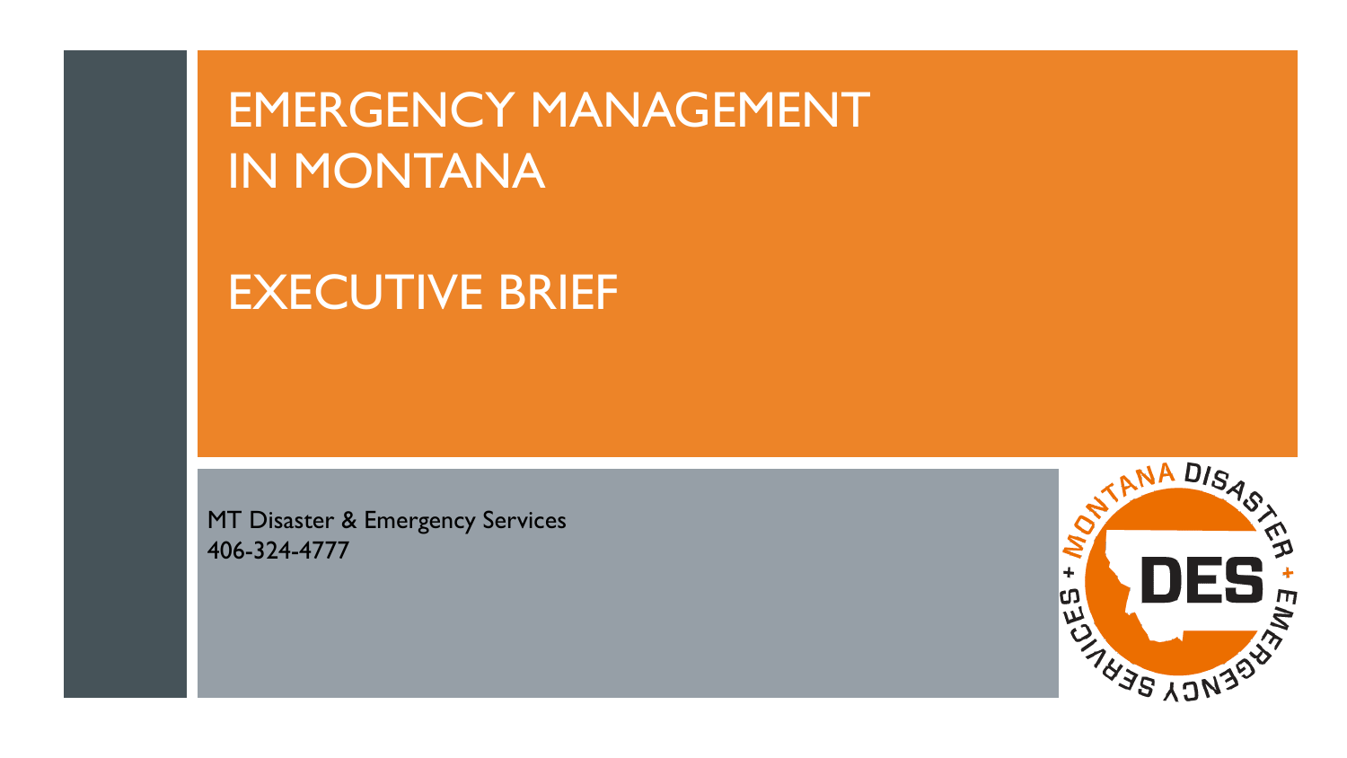# EMERGENCY MANAGEMENT IN MONTANA

# EXECUTIVE BRIEF

MT Disaster & Emergency Services
406-324-4777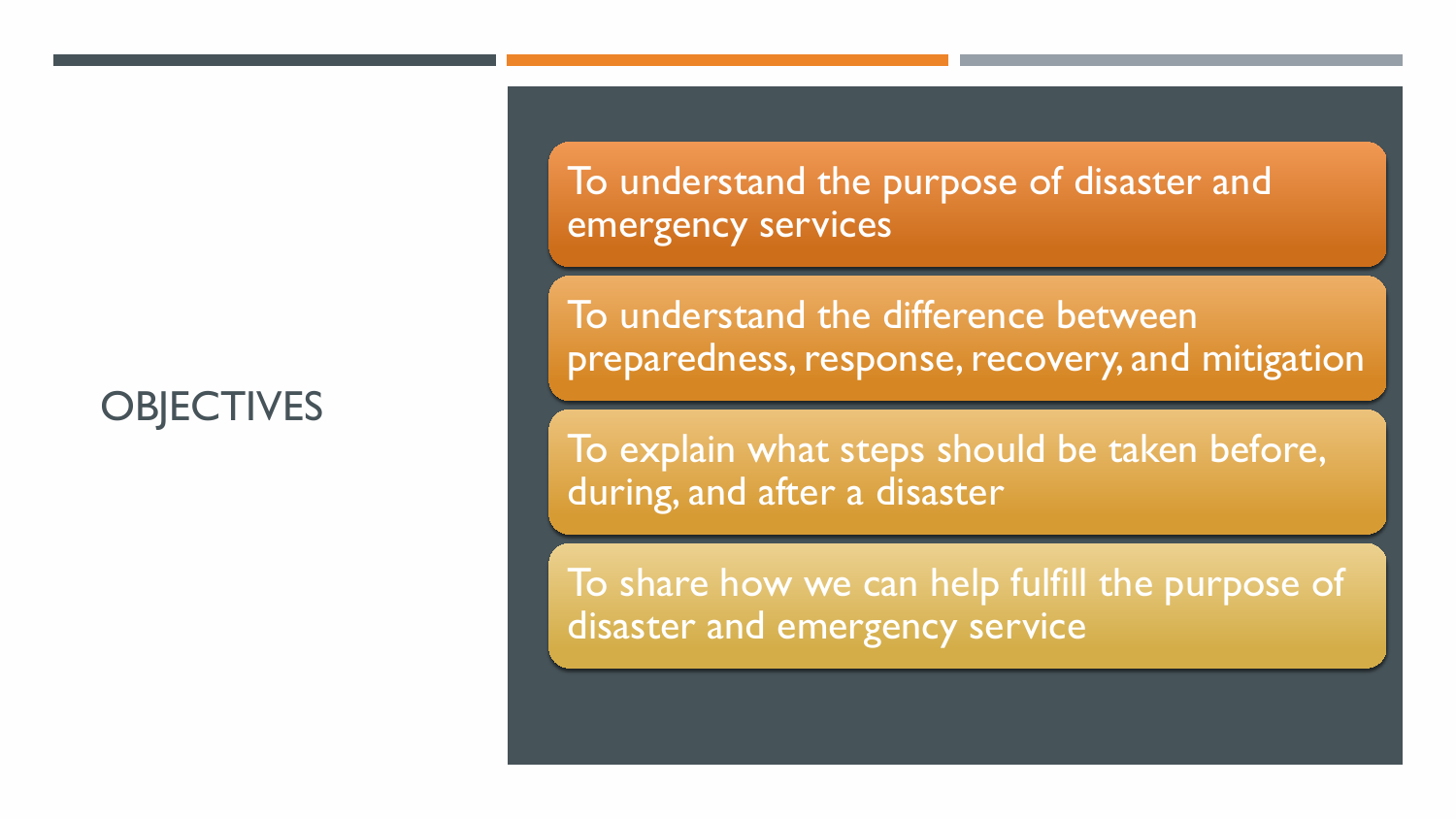## OBJECTIVES

- To understand the purpose of disaster and emergency services
- To understand the difference between preparedness, response, recovery, and mitigation
- To explain what steps should be taken before, during, and after a disaster
- To share how we can help fulfill the purpose of disaster and emergency service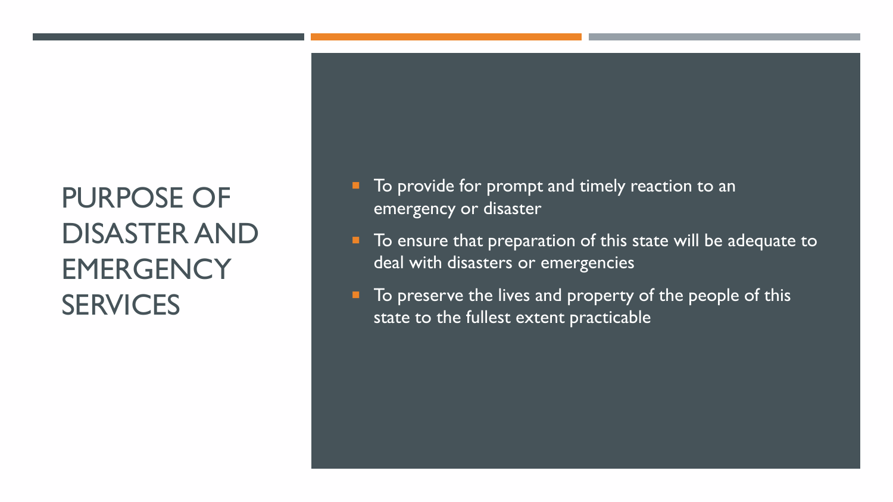# PURPOSE OF DISASTER AND EMERGENCY SERVICES

- To provide for prompt and timely reaction to an emergency or disaster
- To ensure that preparation of this state will be adequate to deal with disasters or emergencies
- To preserve the lives and property of the people of this state to the fullest extent practicable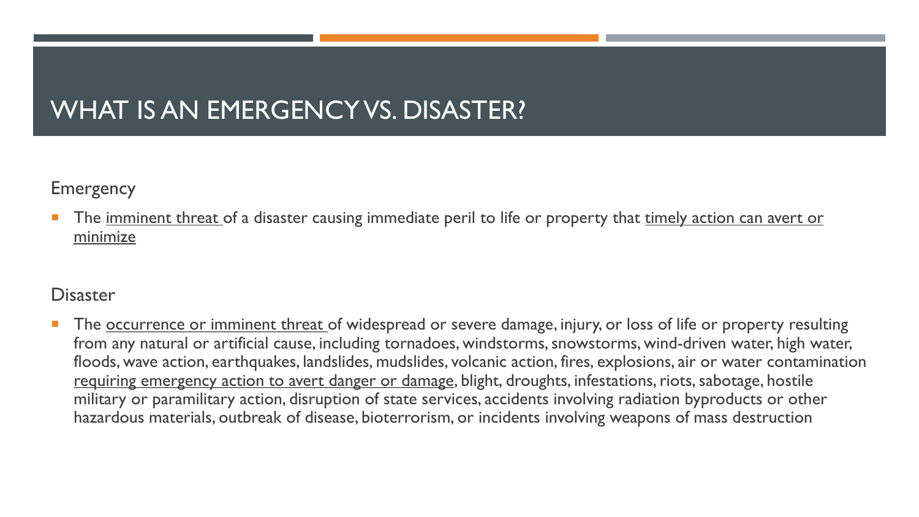# WHAT IS AN EMERGENCY VS. DISASTER?

Emergency

- The <u>imminent threat</u> of a disaster causing immediate peril to life or property that <u>timely action can avert or minimize</u>

Disaster

- The <u>occurrence or imminent threat</u> of widespread or severe damage, injury, or loss of life or property resulting from any natural or artificial cause, including tornadoes, windstorms, snowstorms, wind-driven water, high water, floods, wave action, earthquakes, landslides, mudslides, volcanic action, fires, explosions, air or water contamination <u>requiring emergency action to avert danger or damage</u>, blight, droughts, infestations, riots, sabotage, hostile military or paramilitary action, disruption of state services, accidents involving radiation byproducts or other hazardous materials, outbreak of disease, bioterrorism, or incidents involving weapons of mass destruction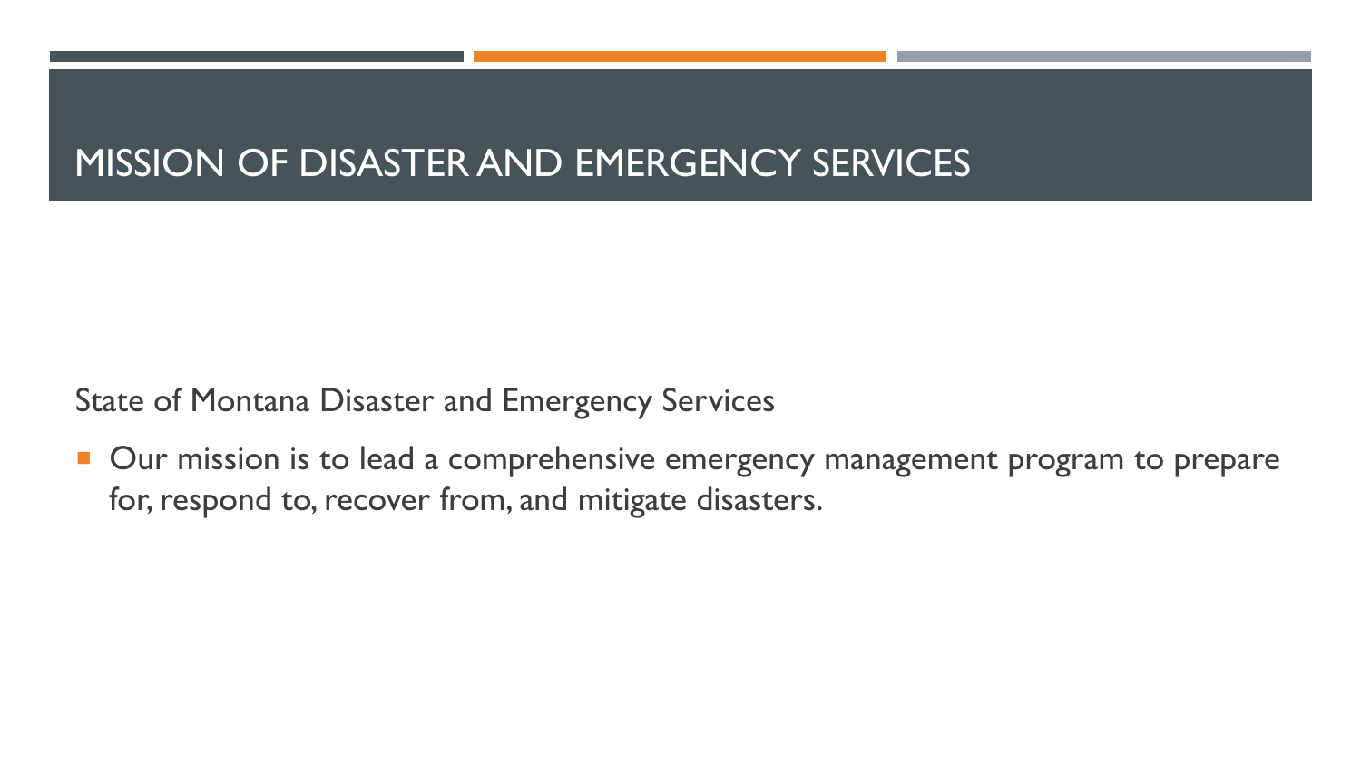# MISSION OF DISASTER AND EMERGENCY SERVICES

State of Montana Disaster and Emergency Services

- Our mission is to lead a comprehensive emergency management program to prepare for, respond to, recover from, and mitigate disasters.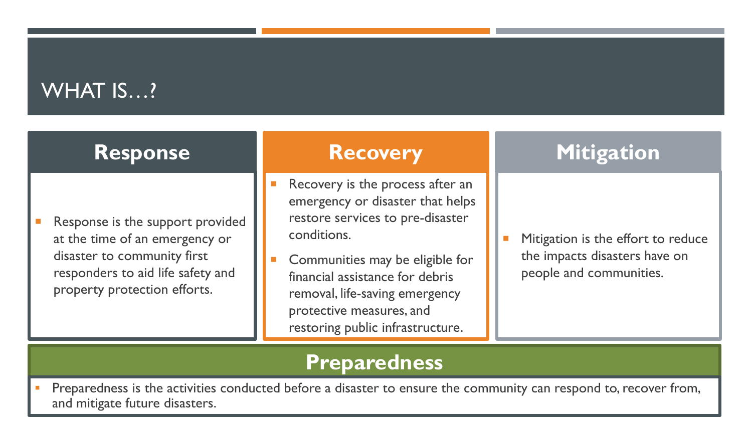# WHAT IS…?

## Response

- Response is the support provided at the time of an emergency or disaster to community first responders to aid life safety and property protection efforts.

## Recovery

- Recovery is the process after an emergency or disaster that helps restore services to pre-disaster conditions.
- Communities may be eligible for financial assistance for debris removal, life-saving emergency protective measures, and restoring public infrastructure.

## Mitigation

- Mitigation is the effort to reduce the impacts disasters have on people and communities.

## Preparedness

- Preparedness is the activities conducted before a disaster to ensure the community can respond to, recover from, and mitigate future disasters.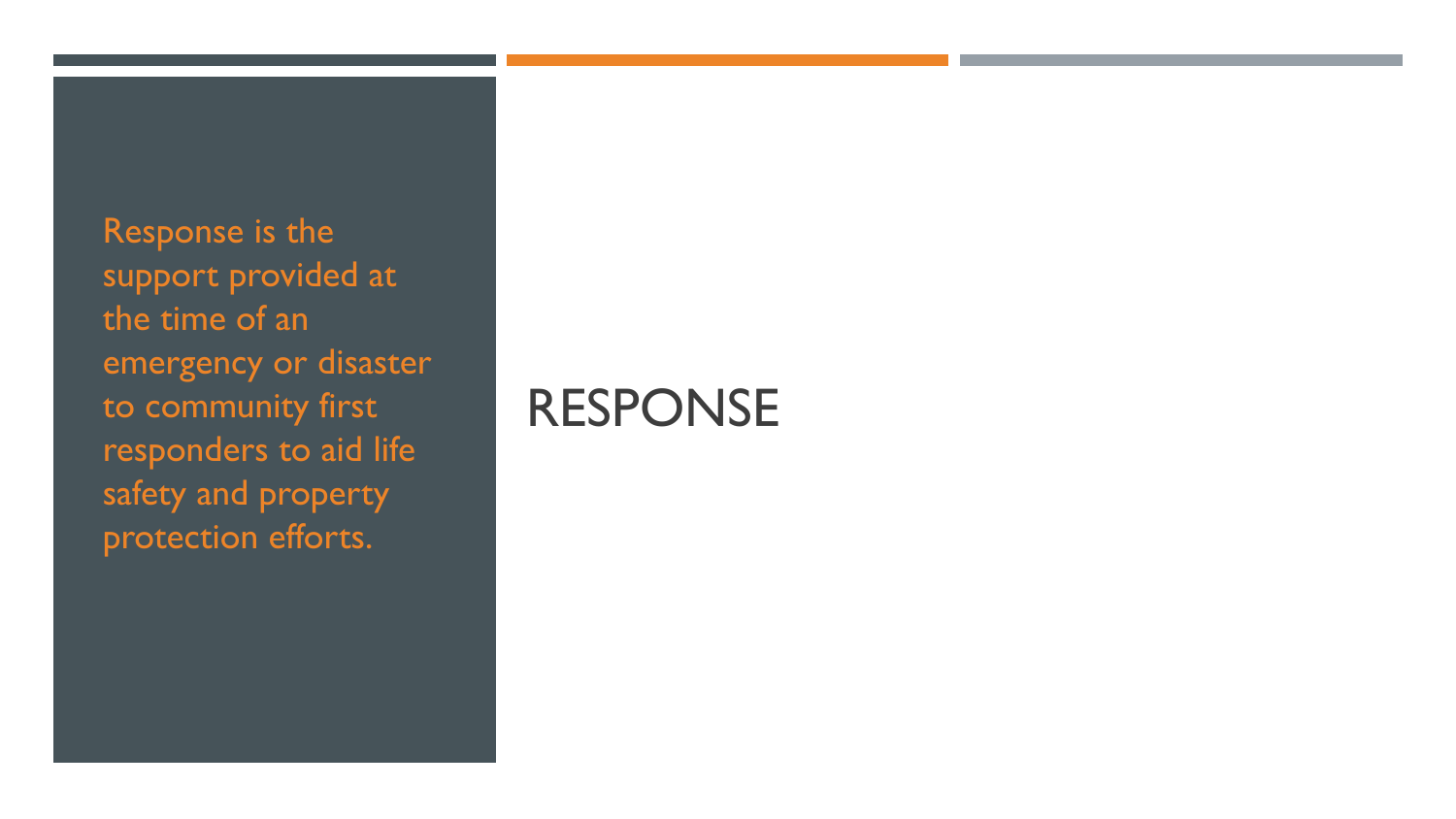# RESPONSE

Response is the support provided at the time of an emergency or disaster to community first responders to aid life safety and property protection efforts.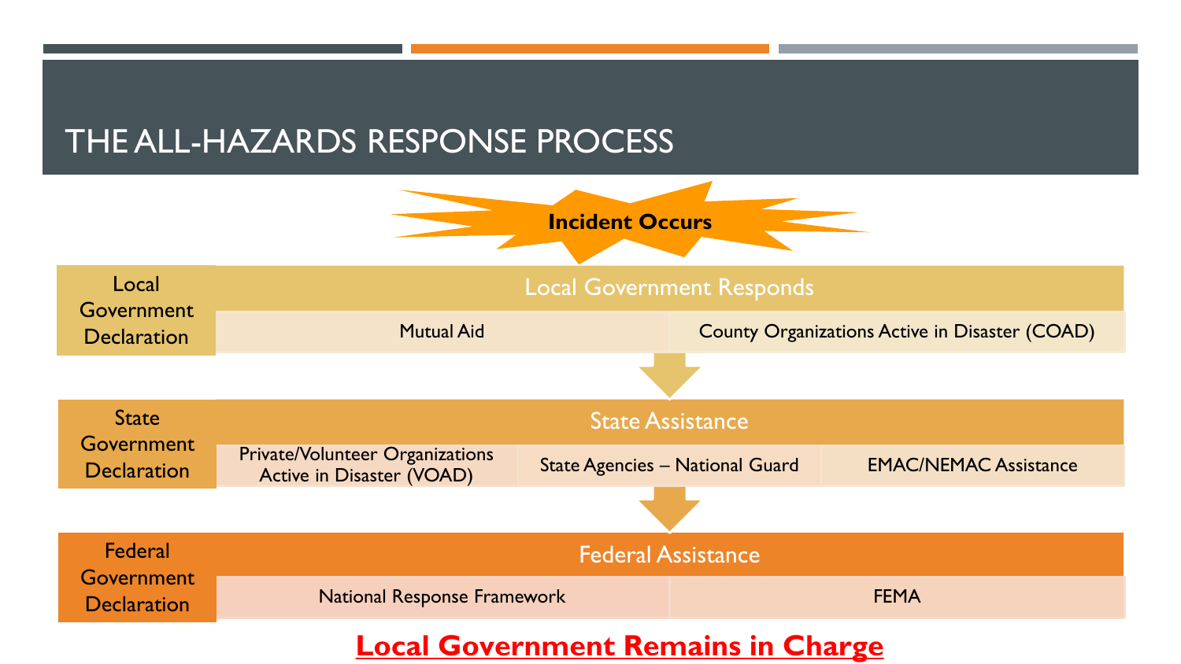# THE ALL-HAZARDS RESPONSE PROCESS

**Incident Occurs**

| Local Government Declaration | Local Government Responds | |
|---|---|---|
| | Mutual Aid | County Organizations Active in Disaster (COAD) |

| State Government Declaration | State Assistance | | |
|---|---|---|---|
| | Private/Volunteer Organizations Active in Disaster (VOAD) | State Agencies – National Guard | EMAC/NEMAC Assistance |

| Federal Government Declaration | Federal Assistance | |
|---|---|---|
| | National Response Framework | FEMA |

**Local Government Remains in Charge**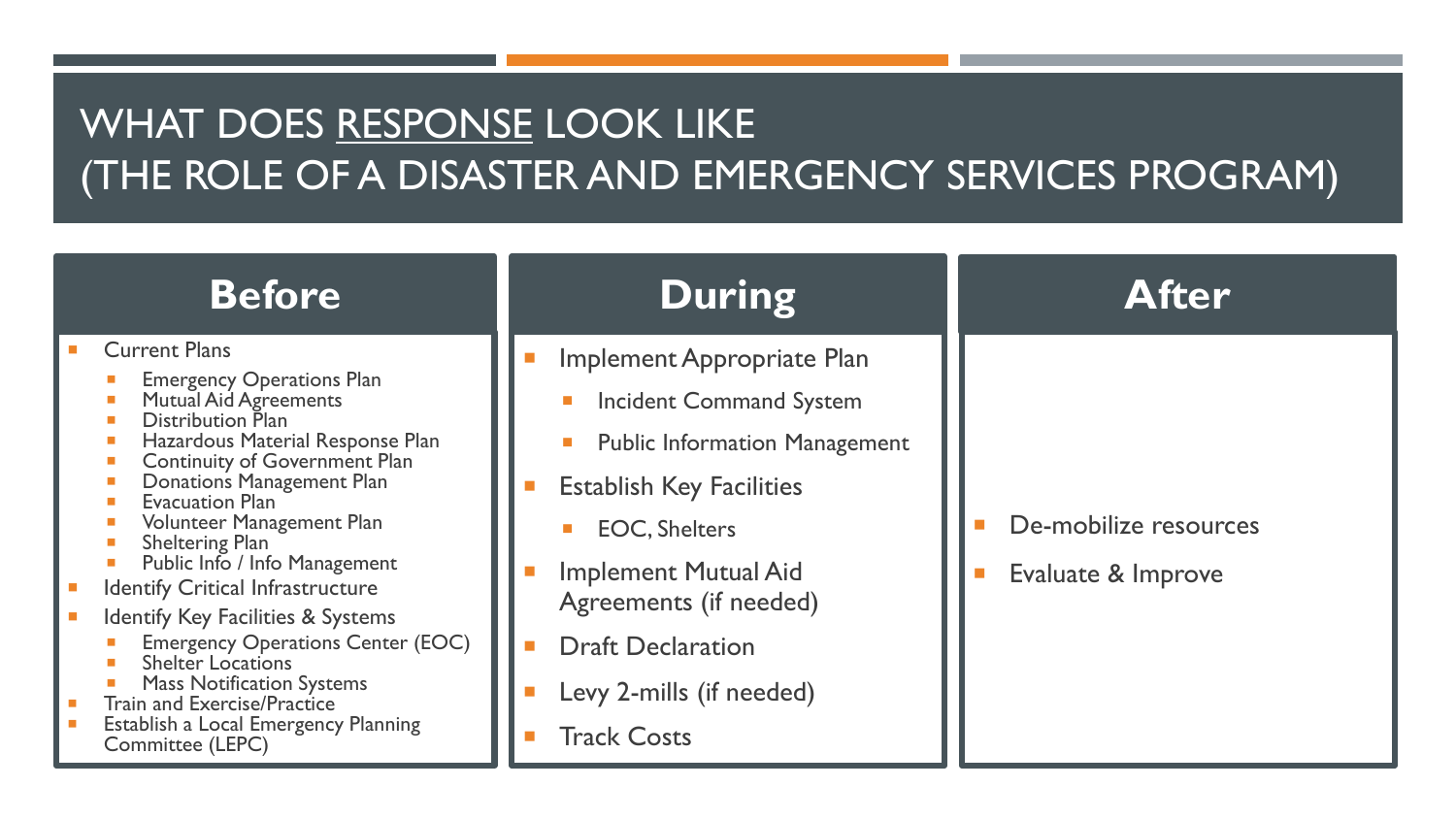# WHAT DOES RESPONSE LOOK LIKE (THE ROLE OF A DISASTER AND EMERGENCY SERVICES PROGRAM)

## Before

- Current Plans
  - Emergency Operations Plan
  - Mutual Aid Agreements
  - Distribution Plan
  - Hazardous Material Response Plan
  - Continuity of Government Plan
  - Donations Management Plan
  - Evacuation Plan
  - Volunteer Management Plan
  - Sheltering Plan
  - Public Info / Info Management
- Identify Critical Infrastructure
- Identify Key Facilities & Systems
  - Emergency Operations Center (EOC)
  - Shelter Locations
  - Mass Notification Systems
- Train and Exercise/Practice
- Establish a Local Emergency Planning Committee (LEPC)

## During

- Implement Appropriate Plan
  - Incident Command System
  - Public Information Management
- Establish Key Facilities
  - EOC, Shelters
- Implement Mutual Aid Agreements (if needed)
- Draft Declaration
- Levy 2-mills (if needed)
- Track Costs

## After

- De-mobilize resources
- Evaluate & Improve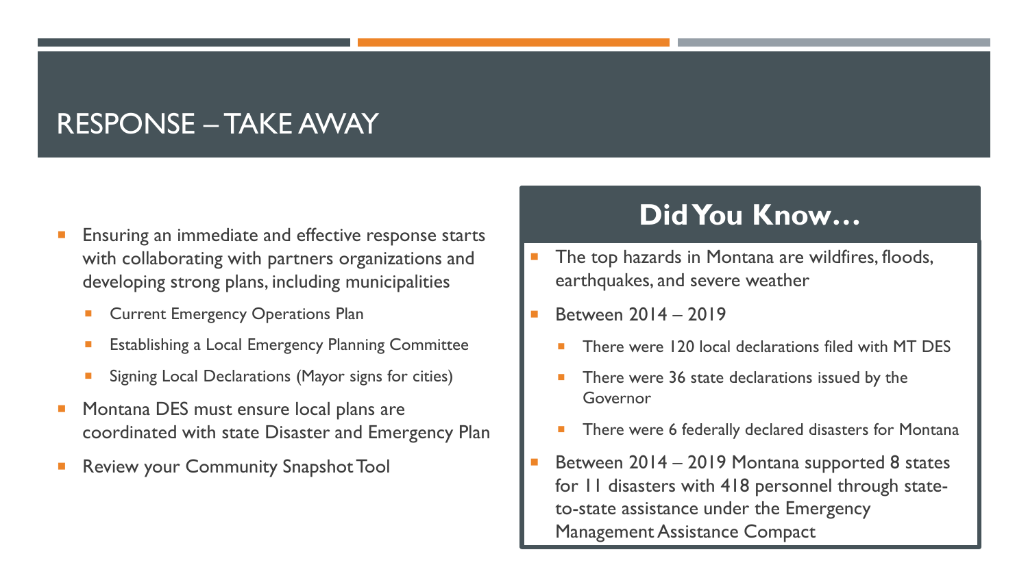# RESPONSE – TAKE AWAY

- Ensuring an immediate and effective response starts with collaborating with partners organizations and developing strong plans, including municipalities
  - Current Emergency Operations Plan
  - Establishing a Local Emergency Planning Committee
  - Signing Local Declarations (Mayor signs for cities)
- Montana DES must ensure local plans are coordinated with state Disaster and Emergency Plan
- Review your Community Snapshot Tool

## Did You Know…

- The top hazards in Montana are wildfires, floods, earthquakes, and severe weather
- Between 2014 – 2019
  - There were 120 local declarations filed with MT DES
  - There were 36 state declarations issued by the Governor
  - There were 6 federally declared disasters for Montana
- Between 2014 – 2019 Montana supported 8 states for 11 disasters with 418 personnel through state-to-state assistance under the Emergency Management Assistance Compact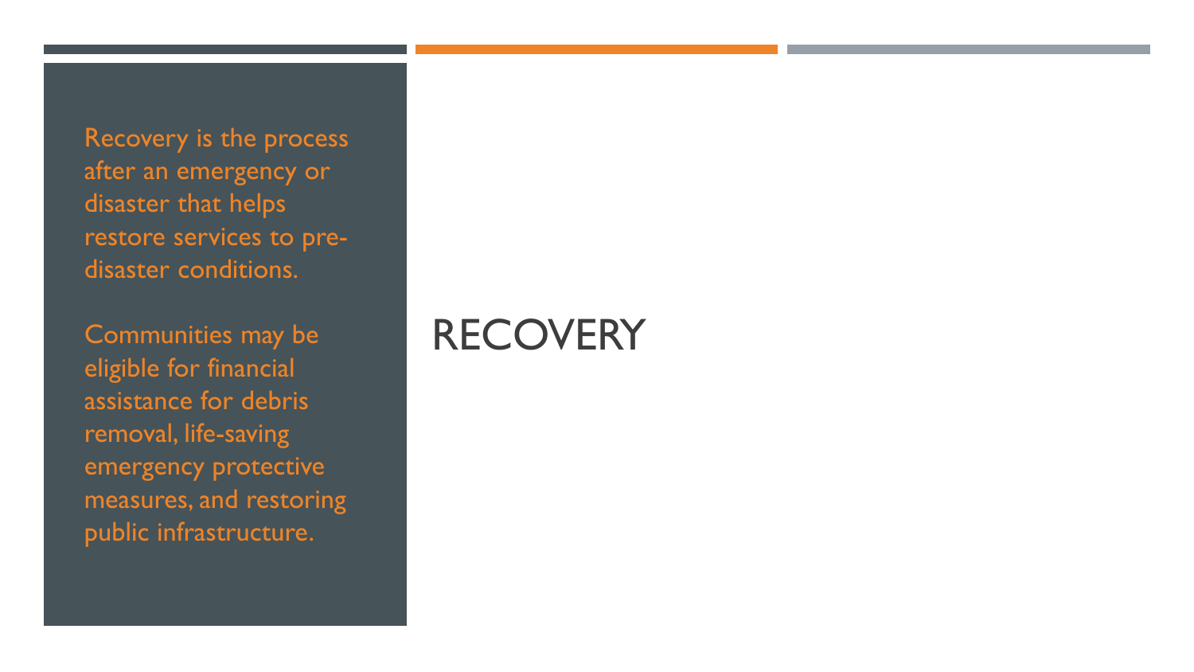# RECOVERY

Recovery is the process after an emergency or disaster that helps restore services to pre-disaster conditions.

Communities may be eligible for financial assistance for debris removal, life-saving emergency protective measures, and restoring public infrastructure.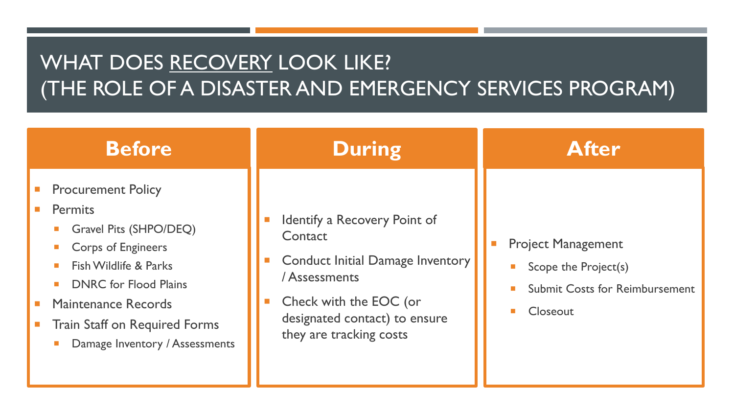# WHAT DOES RECOVERY LOOK LIKE? (THE ROLE OF A DISASTER AND EMERGENCY SERVICES PROGRAM)

## Before

- Procurement Policy
- Permits
  - Gravel Pits (SHPO/DEQ)
  - Corps of Engineers
  - Fish Wildlife & Parks
  - DNRC for Flood Plains
- Maintenance Records
- Train Staff on Required Forms
  - Damage Inventory / Assessments

## During

- Identify a Recovery Point of Contact
- Conduct Initial Damage Inventory / Assessments
- Check with the EOC (or designated contact) to ensure they are tracking costs

## After

- Project Management
  - Scope the Project(s)
  - Submit Costs for Reimbursement
  - Closeout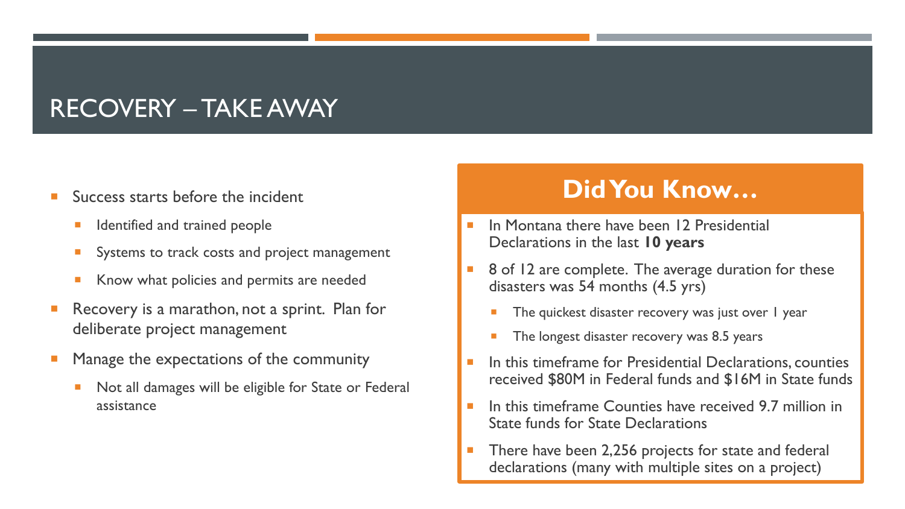# RECOVERY – TAKE AWAY

- Success starts before the incident
  - Identified and trained people
  - Systems to track costs and project management
  - Know what policies and permits are needed
- Recovery is a marathon, not a sprint. Plan for deliberate project management
- Manage the expectations of the community
  - Not all damages will be eligible for State or Federal assistance

## Did You Know…

- In Montana there have been 12 Presidential Declarations in the last **10 years**
- 8 of 12 are complete. The average duration for these disasters was 54 months (4.5 yrs)
  - The quickest disaster recovery was just over 1 year
  - The longest disaster recovery was 8.5 years
- In this timeframe for Presidential Declarations, counties received $80M in Federal funds and $16M in State funds
- In this timeframe Counties have received 9.7 million in State funds for State Declarations
- There have been 2,256 projects for state and federal declarations (many with multiple sites on a project)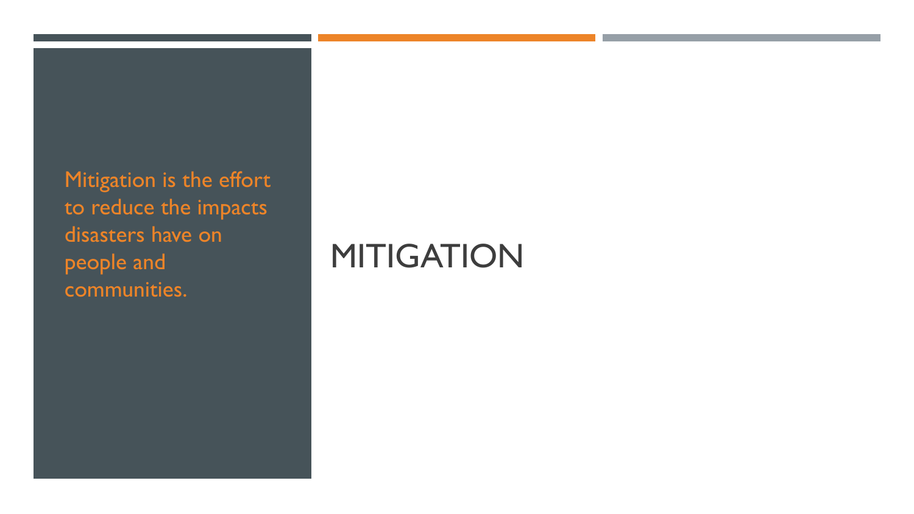# MITIGATION

Mitigation is the effort to reduce the impacts disasters have on people and communities.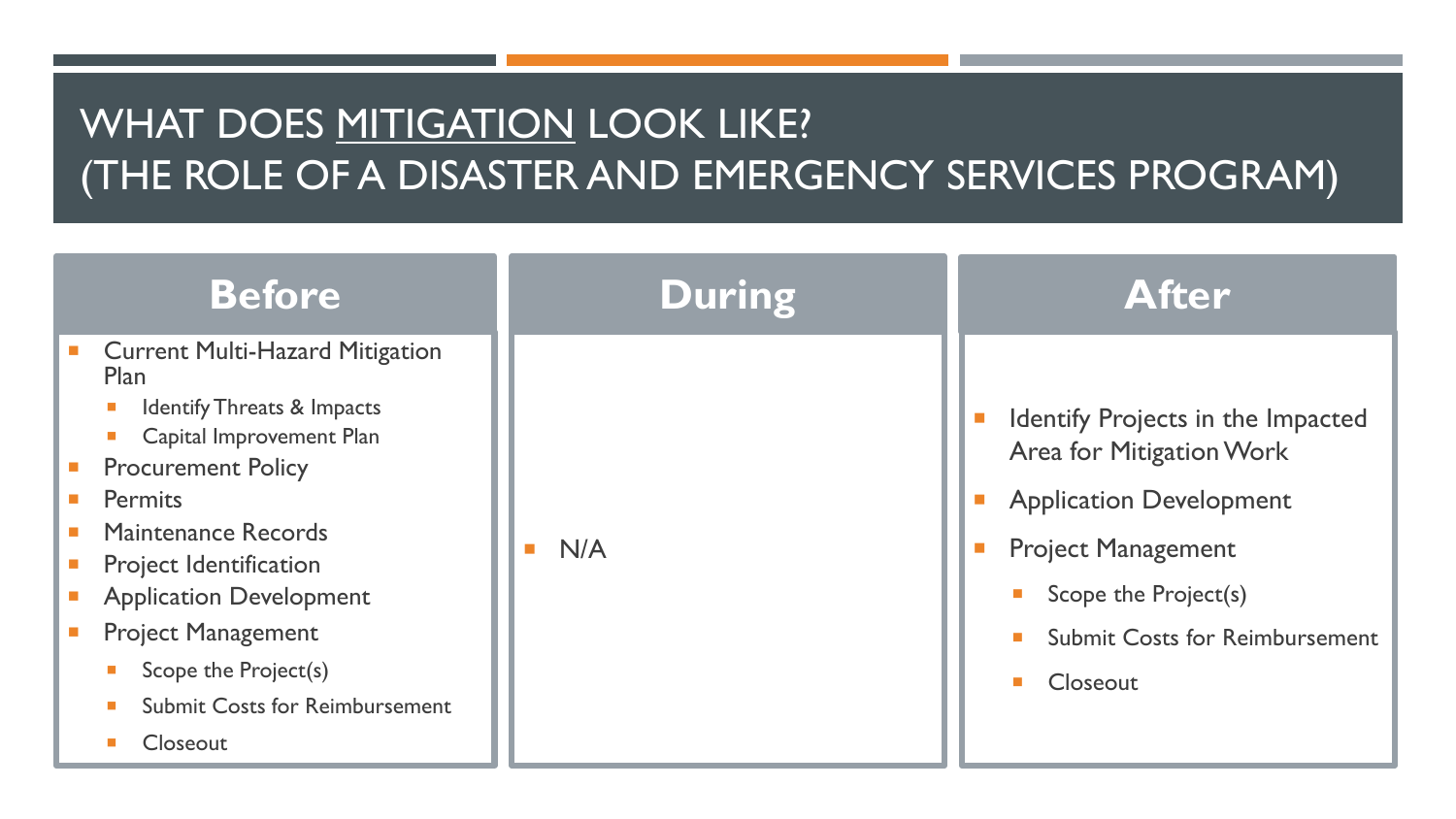# WHAT DOES MITIGATION LOOK LIKE? (THE ROLE OF A DISASTER AND EMERGENCY SERVICES PROGRAM)

## Before

- Current Multi-Hazard Mitigation Plan
  - Identify Threats & Impacts
  - Capital Improvement Plan
- Procurement Policy
- Permits
- Maintenance Records
- Project Identification
- Application Development
- Project Management
  - Scope the Project(s)
  - Submit Costs for Reimbursement
  - Closeout

## During

- N/A

## After

- Identify Projects in the Impacted Area for Mitigation Work
- Application Development
- Project Management
  - Scope the Project(s)
  - Submit Costs for Reimbursement
  - Closeout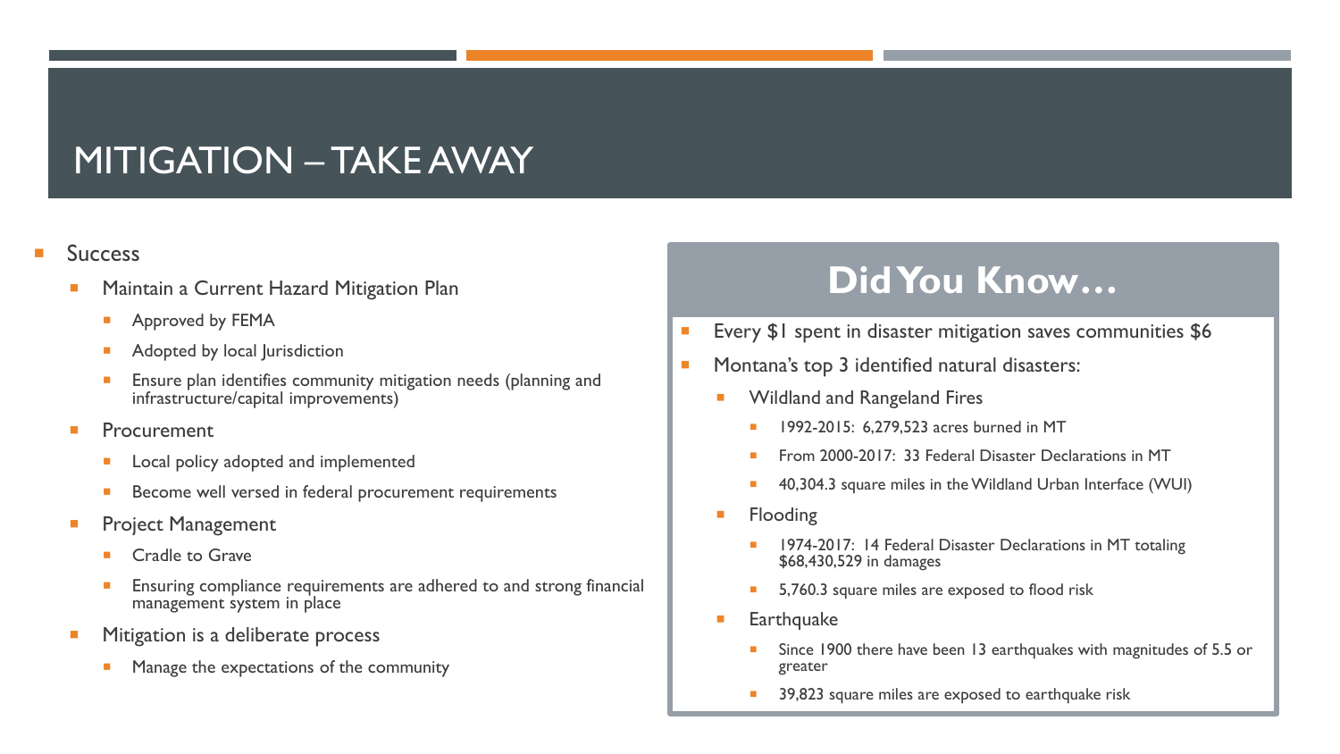# MITIGATION – TAKE AWAY

- Success
  - Maintain a Current Hazard Mitigation Plan
    - Approved by FEMA
    - Adopted by local Jurisdiction
    - Ensure plan identifies community mitigation needs (planning and infrastructure/capital improvements)
  - Procurement
    - Local policy adopted and implemented
    - Become well versed in federal procurement requirements
  - Project Management
    - Cradle to Grave
    - Ensuring compliance requirements are adhered to and strong financial management system in place
  - Mitigation is a deliberate process
    - Manage the expectations of the community

## Did You Know…

- Every $1 spent in disaster mitigation saves communities $6
- Montana's top 3 identified natural disasters:
  - Wildland and Rangeland Fires
    - 1992-2015: 6,279,523 acres burned in MT
    - From 2000-2017: 33 Federal Disaster Declarations in MT
    - 40,304.3 square miles in the Wildland Urban Interface (WUI)
  - Flooding
    - 1974-2017: 14 Federal Disaster Declarations in MT totaling $68,430,529 in damages
    - 5,760.3 square miles are exposed to flood risk
  - Earthquake
    - Since 1900 there have been 13 earthquakes with magnitudes of 5.5 or greater
    - 39,823 square miles are exposed to earthquake risk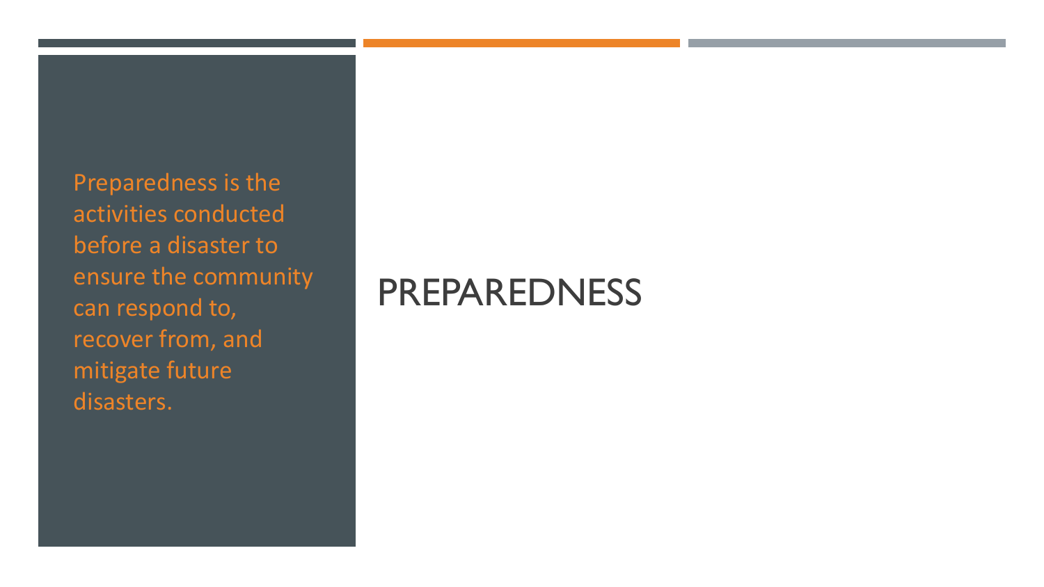# PREPAREDNESS

Preparedness is the activities conducted before a disaster to ensure the community can respond to, recover from, and mitigate future disasters.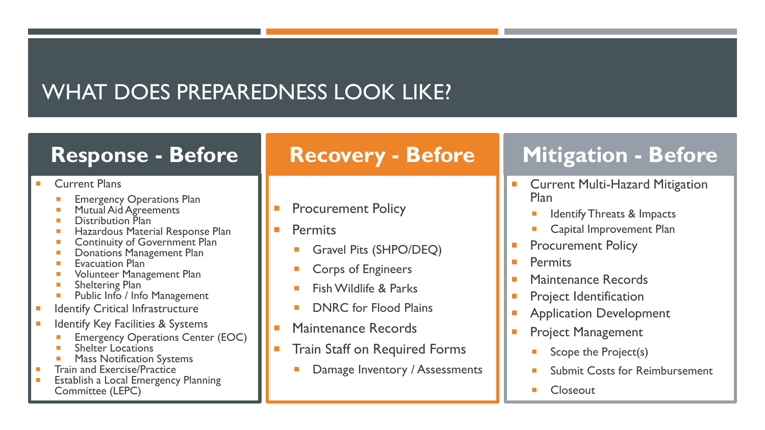# WHAT DOES PREPAREDNESS LOOK LIKE?

## Response - Before

- Current Plans
  - Emergency Operations Plan
  - Mutual Aid Agreements
  - Distribution Plan
  - Hazardous Material Response Plan
  - Continuity of Government Plan
  - Donations Management Plan
  - Evacuation Plan
  - Volunteer Management Plan
  - Sheltering Plan
  - Public Info / Info Management
- Identify Critical Infrastructure
- Identify Key Facilities & Systems
  - Emergency Operations Center (EOC)
  - Shelter Locations
  - Mass Notification Systems
- Train and Exercise/Practice
- Establish a Local Emergency Planning Committee (LEPC)

## Recovery - Before

- Procurement Policy
- Permits
  - Gravel Pits (SHPO/DEQ)
  - Corps of Engineers
  - Fish Wildlife & Parks
  - DNRC for Flood Plains
- Maintenance Records
- Train Staff on Required Forms
  - Damage Inventory / Assessments

## Mitigation - Before

- Current Multi-Hazard Mitigation Plan
  - Identify Threats & Impacts
  - Capital Improvement Plan
- Procurement Policy
- Permits
- Maintenance Records
- Project Identification
- Application Development
- Project Management
  - Scope the Project(s)
  - Submit Costs for Reimbursement
  - Closeout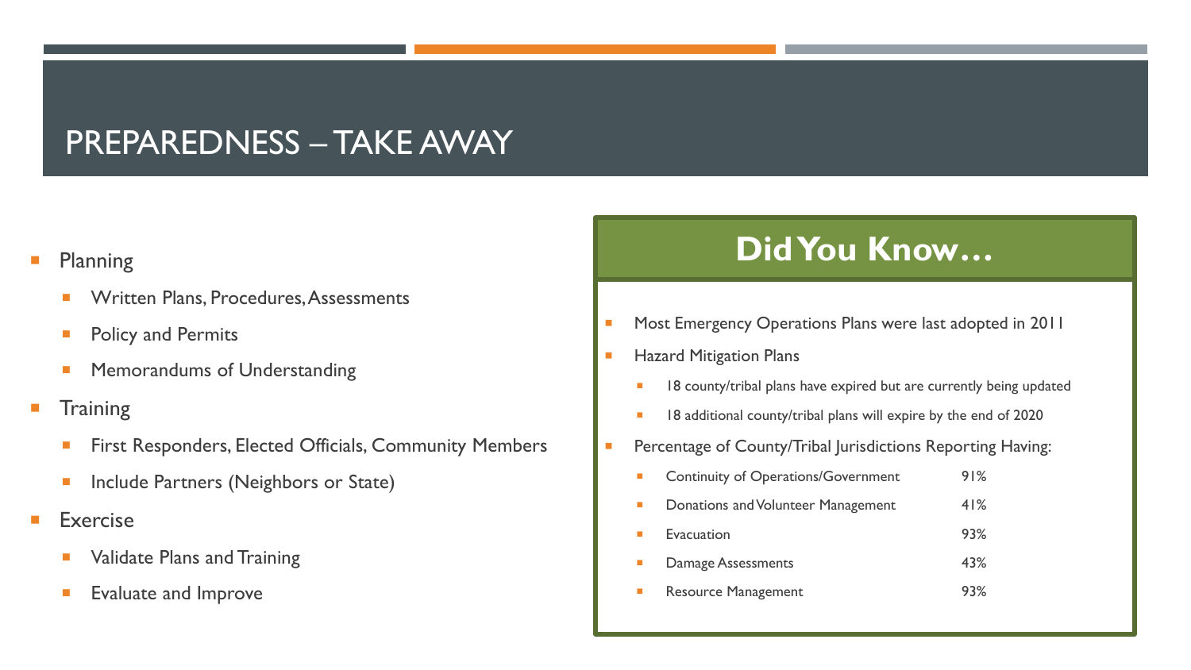# PREPAREDNESS – TAKE AWAY

- Planning
  - Written Plans, Procedures, Assessments
  - Policy and Permits
  - Memorandums of Understanding
- Training
  - First Responders, Elected Officials, Community Members
  - Include Partners (Neighbors or State)
- Exercise
  - Validate Plans and Training
  - Evaluate and Improve

## Did You Know…

- Most Emergency Operations Plans were last adopted in 2011
- Hazard Mitigation Plans
  - 18 county/tribal plans have expired but are currently being updated
  - 18 additional county/tribal plans will expire by the end of 2020
- Percentage of County/Tribal Jurisdictions Reporting Having:
  - Continuity of Operations/Government 91%
  - Donations and Volunteer Management 41%
  - Evacuation 93%
  - Damage Assessments 43%
  - Resource Management 93%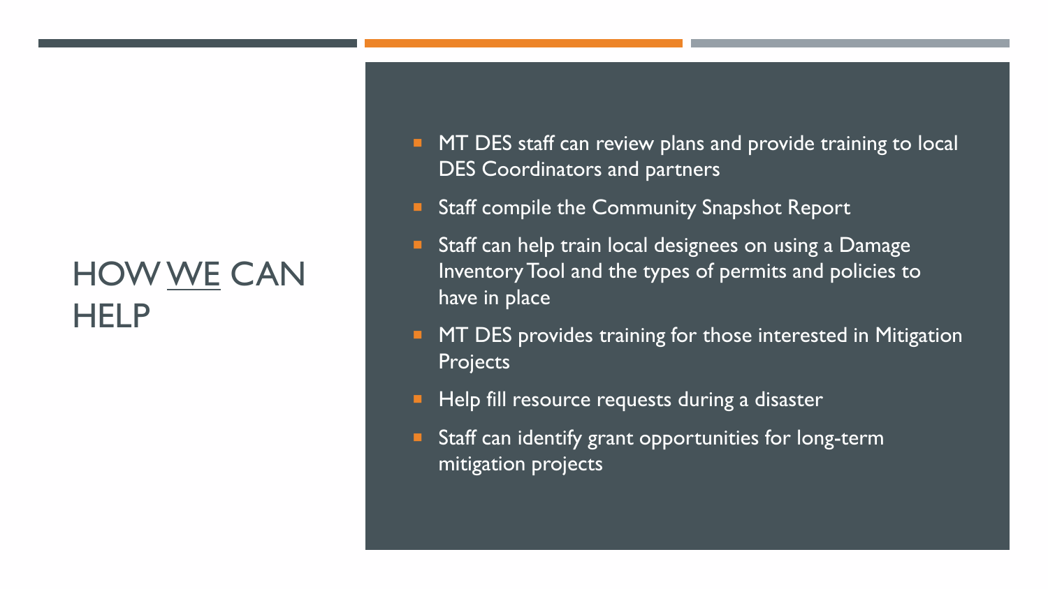# HOW WE CAN HELP

- MT DES staff can review plans and provide training to local DES Coordinators and partners
- Staff compile the Community Snapshot Report
- Staff can help train local designees on using a Damage Inventory Tool and the types of permits and policies to have in place
- MT DES provides training for those interested in Mitigation Projects
- Help fill resource requests during a disaster
- Staff can identify grant opportunities for long-term mitigation projects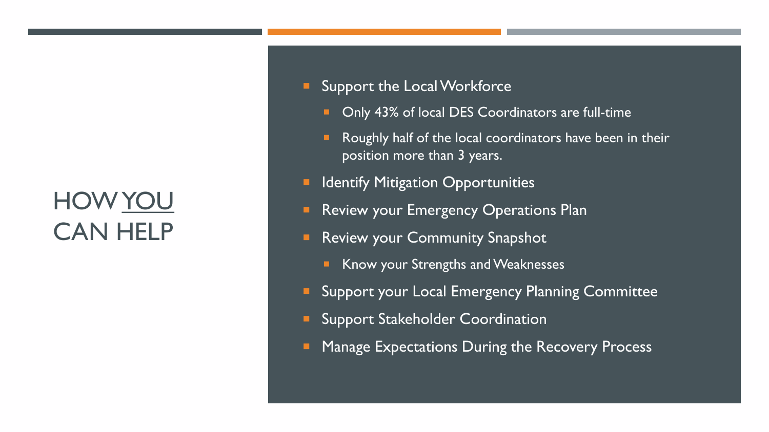# HOW YOU CAN HELP

- Support the Local Workforce
  - Only 43% of local DES Coordinators are full-time
  - Roughly half of the local coordinators have been in their position more than 3 years.
- Identify Mitigation Opportunities
- Review your Emergency Operations Plan
- Review your Community Snapshot
  - Know your Strengths and Weaknesses
- Support your Local Emergency Planning Committee
- Support Stakeholder Coordination
- Manage Expectations During the Recovery Process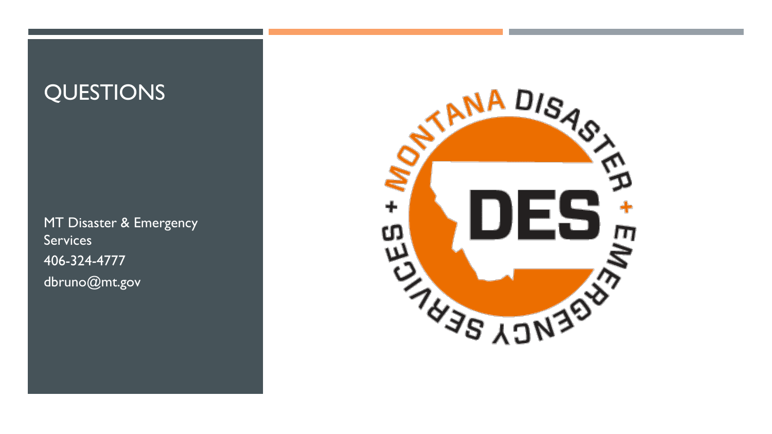# QUESTIONS

MT Disaster & Emergency Services

406-324-4777

dbruno@mt.gov